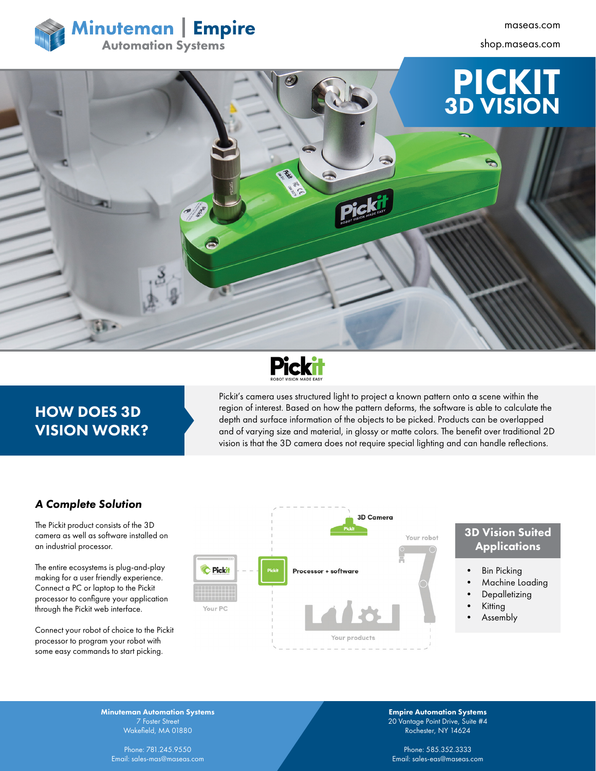Minuteman | Empire
Automation Systems

maseas.com

shop.maseas.com

# PICKIT 3D VISION

## HOW DOES 3D VISION WORK?

Pickit's camera uses structured light to project a known pattern onto a scene within the region of interest. Based on how the pattern deforms, the software is able to calculate the depth and surface information of the objects to be picked. Products can be overlapped and of varying size and material, in glossy or matte colors. The benefit over traditional 2D vision is that the 3D camera does not require special lighting and can handle reflections.

### *A Complete Solution*

The Pickit product consists of the 3D camera as well as software installed on an industrial processor.

The entire ecosystems is plug-and-play making for a user friendly experience. Connect a PC or laptop to the Pickit processor to configure your application through the Pickit web interface.

Connect your robot of choice to the Pickit processor to program your robot with some easy commands to start picking.

3D Camera

Your robot

Processor + software

Your PC

Your products

### 3D Vision Suited Applications

- Bin Picking
- Machine Loading
- Depalletizing
- Kitting
- Assembly

**Minuteman Automation Systems**
7 Foster Street
Wakefield, MA 01880

Phone: 781.245.9550
Email: sales-mas@maseas.com

**Empire Automation Systems**
20 Vantage Point Drive, Suite #4
Rochester, NY 14624

Phone: 585.352.3333
Email: sales-eas@maseas.com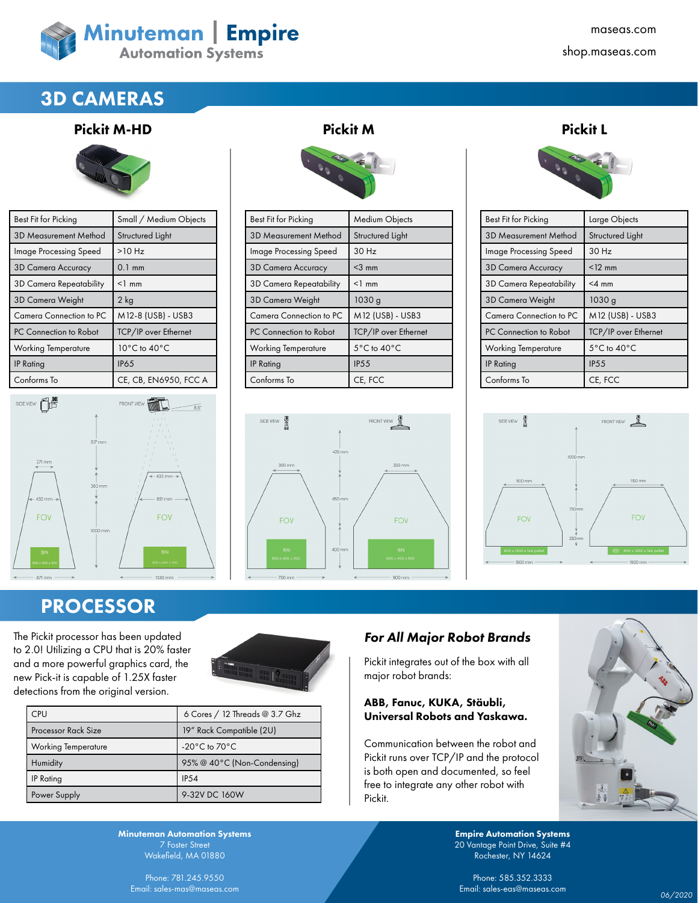Minuteman | Empire
Automation Systems

maseas.com

shop.maseas.com

# 3D CAMERAS

## Pickit M-HD

| | |
|---|---|
| Best Fit for Picking | Small / Medium Objects |
| 3D Measurement Method | Structured Light |
| Image Processing Speed | >10 Hz |
| 3D Camera Accuracy | 0.1 mm |
| 3D Camera Repeatability | <1 mm |
| 3D Camera Weight | 2 kg |
| Camera Connection to PC | M12-8 (USB) - USB3 |
| PC Connection to Robot | TCP/IP over Ethernet |
| Working Temperature | 10°C to 40°C |
| IP Rating | IP65 |
| Conforms To | CE, CB, EN6950, FCC A |

SIDE VIEW
FRONT VIEW
8.5°
617 mm
271 mm
383 mm
433 mm
432 mm
691 mm
FOV
FOV
1000 mm
BIN
600 x 400 x 300
BIN
600 x 400 x 300
871 mm
1330 mm

## Pickit M

| | |
|---|---|
| Best Fit for Picking | Medium Objects |
| 3D Measurement Method | Structured Light |
| Image Processing Speed | 30 Hz |
| 3D Camera Accuracy | <3 mm |
| 3D Camera Repeatability | <1 mm |
| 3D Camera Weight | 1030 g |
| Camera Connection to PC | M12 (USB) - USB3 |
| PC Connection to Robot | TCP/IP over Ethernet |
| Working Temperature | 5°C to 40°C |
| IP Rating | IP55 |
| Conforms To | CE, FCC |

SIDE VIEW
FRONT VIEW
425 mm
300 mm
350 mm
450 mm
FOV
FOV
400 mm
BIN
600 x 400 x 300
BIN
600 x 400 x 300
700 mm
900 mm

## Pickit L

| | |
|---|---|
| Best Fit for Picking | Large Objects |
| 3D Measurement Method | Structured Light |
| Image Processing Speed | 30 Hz |
| 3D Camera Accuracy | <12 mm |
| 3D Camera Repeatability | <4 mm |
| 3D Camera Weight | 1030 g |
| Camera Connection to PC | M12 (USB) - USB3 |
| PC Connection to Robot | TCP/IP over Ethernet |
| Working Temperature | 5°C to 40°C |
| IP Rating | IP55 |
| Conforms To | CE, FCC |

SIDE VIEW
FRONT VIEW
1000 mm
900 mm
1150 mm
FOV
FOV
750mm
250mm
800 x 1200 x 144 pallet
800 x 1200 x 144 pallet
1500 mm
1900 mm

# PROCESSOR

The Pickit processor has been updated to 2.0! Utilizing a CPU that is 20% faster and a more powerful graphics card, the new Pick-it is capable of 1.25X faster detections from the original version.

| | |
|---|---|
| CPU | 6 Cores / 12 Threads @ 3.7 Ghz |
| Processor Rack Size | 19" Rack Compatible (2U) |
| Working Temperature | -20°C to 70°C |
| Humidity | 95% @ 40°C (Non-Condensing) |
| IP Rating | IP54 |
| Power Supply | 9-32V DC 160W |

### *For All Major Robot Brands*

Pickit integrates out of the box with all major robot brands:

**ABB, Fanuc, KUKA, Stäubli, Universal Robots and Yaskawa.**

Communication between the robot and Pickit runs over TCP/IP and the protocol is both open and documented, so feel free to integrate any other robot with Pickit.

**Minuteman Automation Systems**
7 Foster Street
Wakefield, MA 01880

Phone: 781.245.9550
Email: sales-mas@maseas.com

**Empire Automation Systems**
20 Vantage Point Drive, Suite #4
Rochester, NY 14624

Phone: 585.352.3333
Email: sales-eas@maseas.com

06/2020